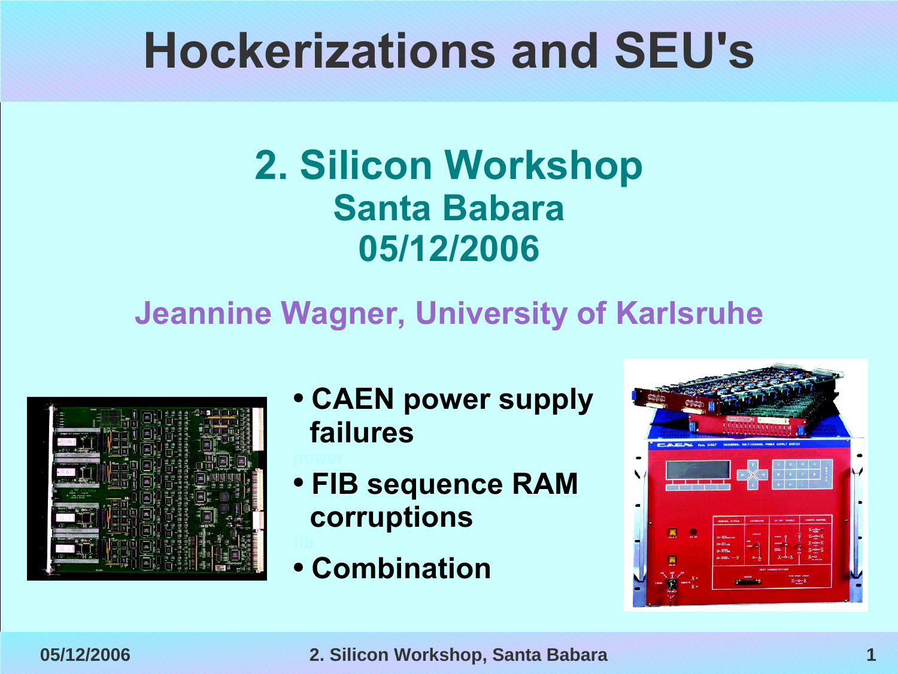# Hockerizations and SEU's

## 2. Silicon Workshop
### Santa Babara
### 05/12/2006

**Jeannine Wagner, University of Karlsruhe**

- **CAEN power supply failures**
- **FIB sequence RAM corruptions**
- **Combination**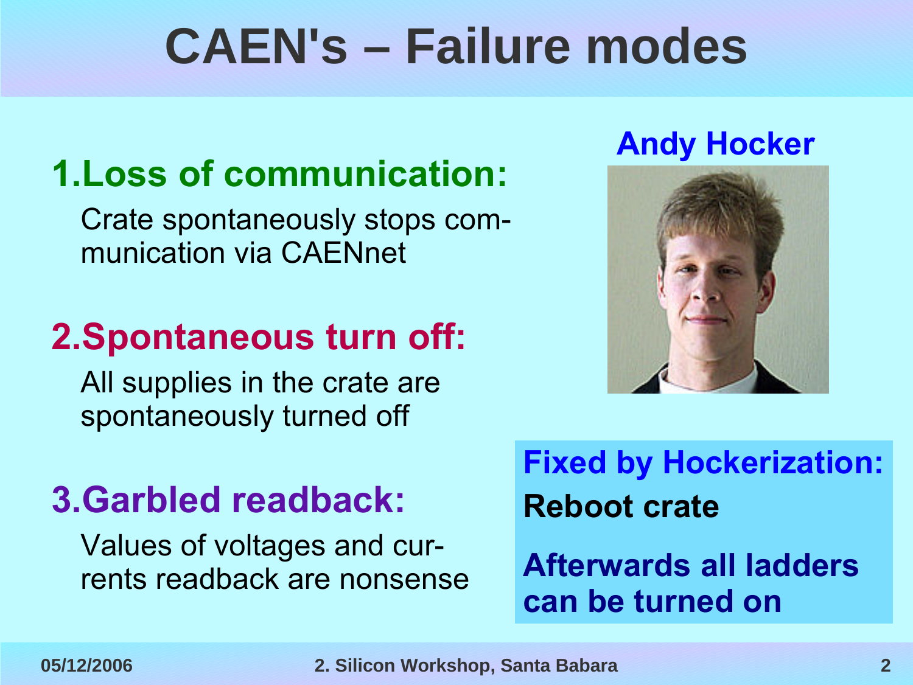# CAEN's – Failure modes

1. **Loss of communication:**

   Crate spontaneously stops communication via CAENnet

2. **Spontaneous turn off:**

   All supplies in the crate are spontaneously turned off

3. **Garbled readback:**

   Values of voltages and currents readback are nonsense

**Andy Hocker**

**Fixed by Hockerization:**

**Reboot crate**

**Afterwards all ladders can be turned on**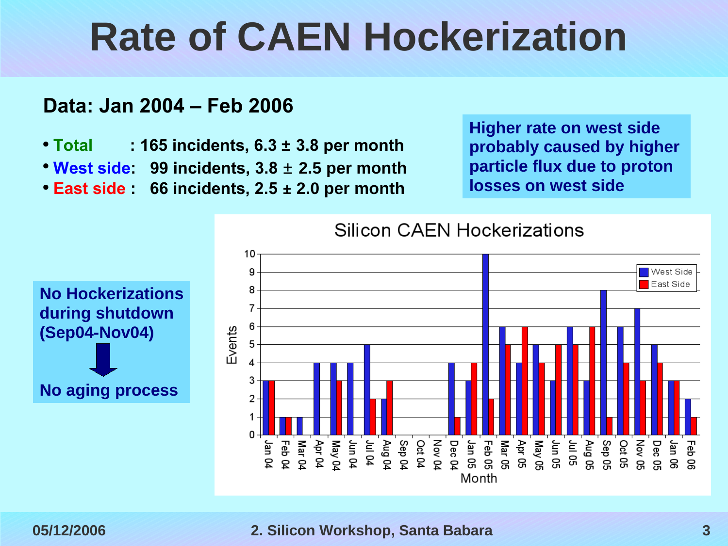# Rate of CAEN Hockerization

**Data: Jan 2004 – Feb 2006**

- **Total** : 165 incidents, 6.3 ± 3.8 per month
- **West side**: 99 incidents, 3.8 ± 2.5 per month
- **East side** : 66 incidents, 2.5 ± 2.0 per month

**Higher rate on west side probably caused by higher particle flux due to proton losses on west side**

**No Hockerizations during shutdown (Sep04-Nov04)**

**No aging process**

Silicon CAEN Hockerizations

| Month | West Side | East Side |
|---|---|---|
| Jan 04 | 3 | 3 |
| Feb 04 | 1 | 1 |
| Mar 04 | 1 | 0 |
| Apr 04 | 4 | 0 |
| May 04 | 4 | 3 |
| Jun 04 | 4 | 0 |
| Jul 04 | 5 | 2 |
| Aug 04 | 2 | 3 |
| Sep 04 | 0 | 0 |
| Oct 04 | 0 | 0 |
| Nov 04 | 0 | 0 |
| Dec 04 | 4 | 1 |
| Jan 05 | 3 | 4 |
| Feb 05 | 10 | 2 |
| Mar 05 | 6 | 5 |
| Apr 05 | 4 | 6 |
| May 05 | 5 | 4 |
| Jun 05 | 3 | 5 |
| Jul 05 | 6 | 5 |
| Aug 05 | 3 | 6 |
| Sep 05 | 8 | 1 |
| Oct 05 | 6 | 4 |
| Nov 05 | 7 | 3 |
| Dec 05 | 5 | 4 |
| Jan 06 | 3 | 3 |
| Feb 06 | 2 | 1 |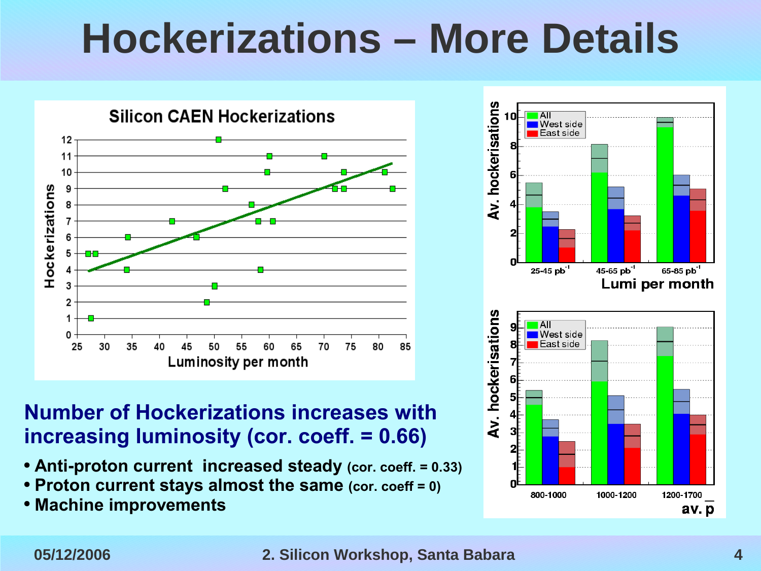# Hockerizations – More Details

**Number of Hockerizations increases with increasing luminosity (cor. coeff. = 0.66)**

- **Anti-proton current increased steady** (cor. coeff. = 0.33)
- **Proton current stays almost the same** (cor. coeff = 0)
- **Machine improvements**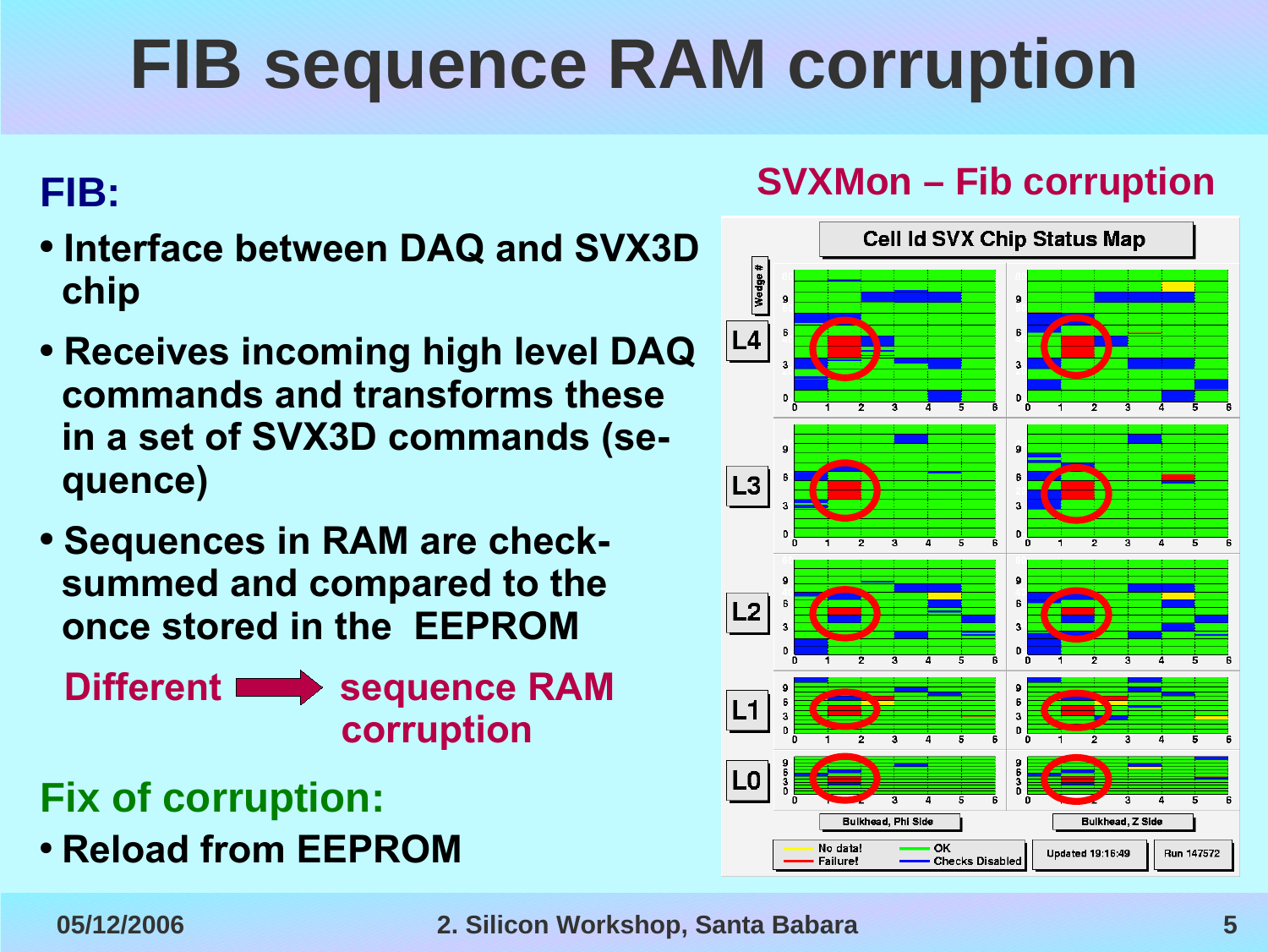# FIB sequence RAM corruption

## FIB:

- Interface between DAQ and SVX3D chip
- Receives incoming high level DAQ commands and transforms these in a set of SVX3D commands (sequence)
- Sequences in RAM are check-summed and compared to the once stored in the EEPROM

Different ⟹ sequence RAM corruption

## Fix of corruption:

- Reload from EEPROM

### SVXMon – Fib corruption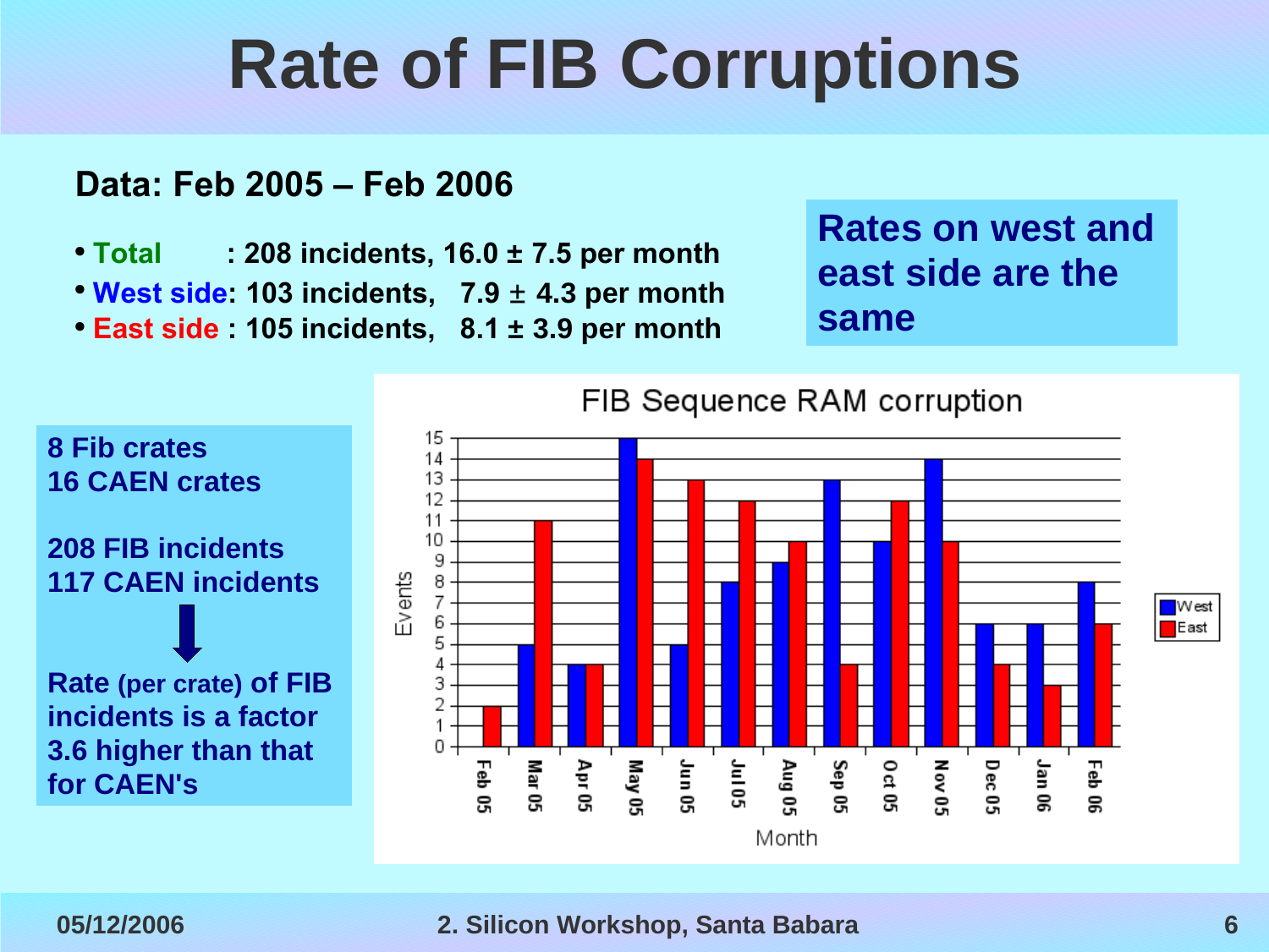# Rate of FIB Corruptions

**Data: Feb 2005 – Feb 2006**

- **Total** : 208 incidents, 16.0 ± 7.5 per month
- **West side**: 103 incidents, 7.9 ± 4.3 per month
- **East side** : 105 incidents, 8.1 ± 3.9 per month

**Rates on west and east side are the same**

**8 Fib crates**
**16 CAEN crates**

**208 FIB incidents**
**117 CAEN incidents**

↓

**Rate (per crate) of FIB incidents is a factor 3.6 higher than that for CAEN's**

FIB Sequence RAM corruption

| Month | West | East |
|---|---|---|
| Feb 05 | 0 | 2 |
| Mar 05 | 5 | 11 |
| Apr 05 | 4 | 4 |
| May 05 | 15 | 14 |
| Jun 05 | 5 | 13 |
| Jul 05 | 8 | 12 |
| Aug 05 | 9 | 10 |
| Sep 05 | 13 | 4 |
| Oct 05 | 10 | 12 |
| Nov 05 | 14 | 10 |
| Dec 05 | 6 | 4 |
| Jan 06 | 6 | 3 |
| Feb 06 | 8 | 6 |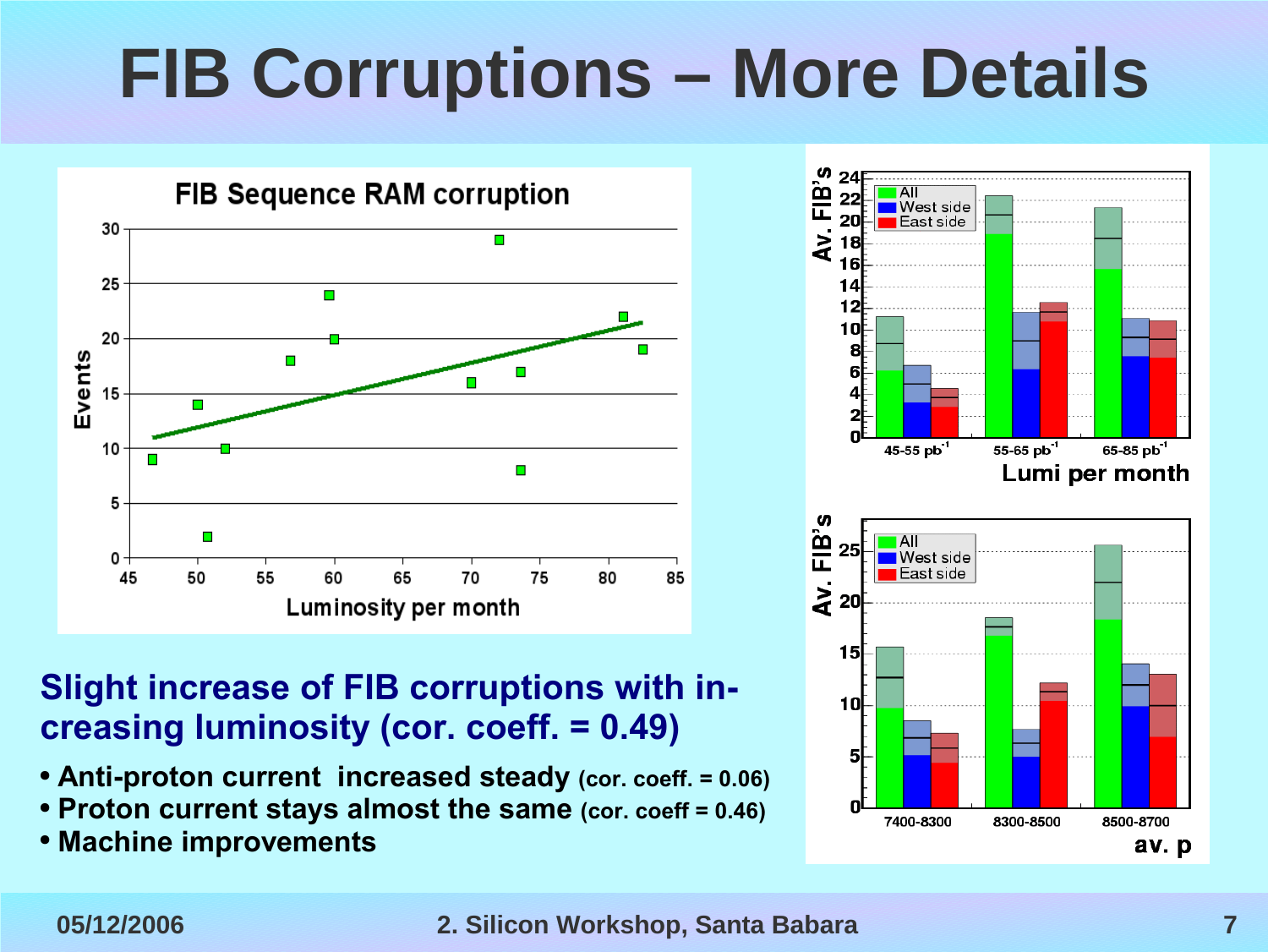# FIB Corruptions – More Details

**Slight increase of FIB corruptions with increasing luminosity (cor. coeff. = 0.49)**

- **Anti-proton current increased steady** (cor. coeff. = 0.06)
- **Proton current stays almost the same** (cor. coeff = 0.46)
- **Machine improvements**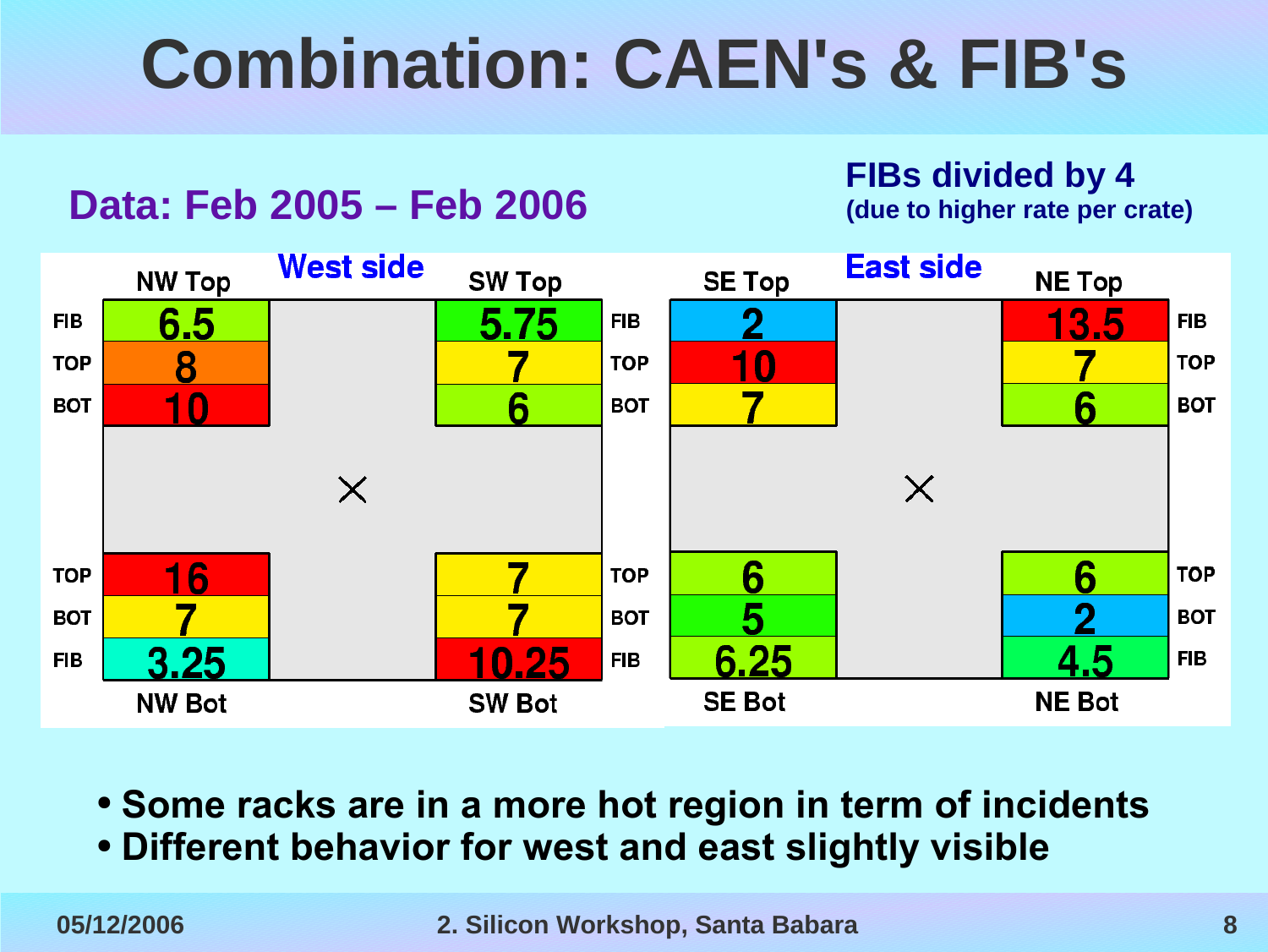# Combination: CAEN's & FIB's

**Data: Feb 2005 – Feb 2006**

**FIBs divided by 4**
(due to higher rate per crate)

**West side**

| | NW Top | SW Top | |
|---|---|---|---|
| FIB | 6.5 | 5.75 | FIB |
| TOP | 8 | 7 | TOP |
| BOT | 10 | 6 | BOT |

| | NW Bot | SW Bot | |
|---|---|---|---|
| TOP | 16 | 7 | TOP |
| BOT | 7 | 7 | BOT |
| FIB | 3.25 | 10.25 | FIB |

**East side**

| | SE Top | NE Top | |
|---|---|---|---|
| FIB | 2 | 13.5 | FIB |
| TOP | 10 | 7 | TOP |
| BOT | 7 | 6 | BOT |

| | SE Bot | NE Bot | |
|---|---|---|---|
| TOP | 6 | 6 | TOP |
| BOT | 5 | 2 | BOT |
| FIB | 6.25 | 4.5 | FIB |

- Some racks are in a more hot region in term of incidents
- Different behavior for west and east slightly visible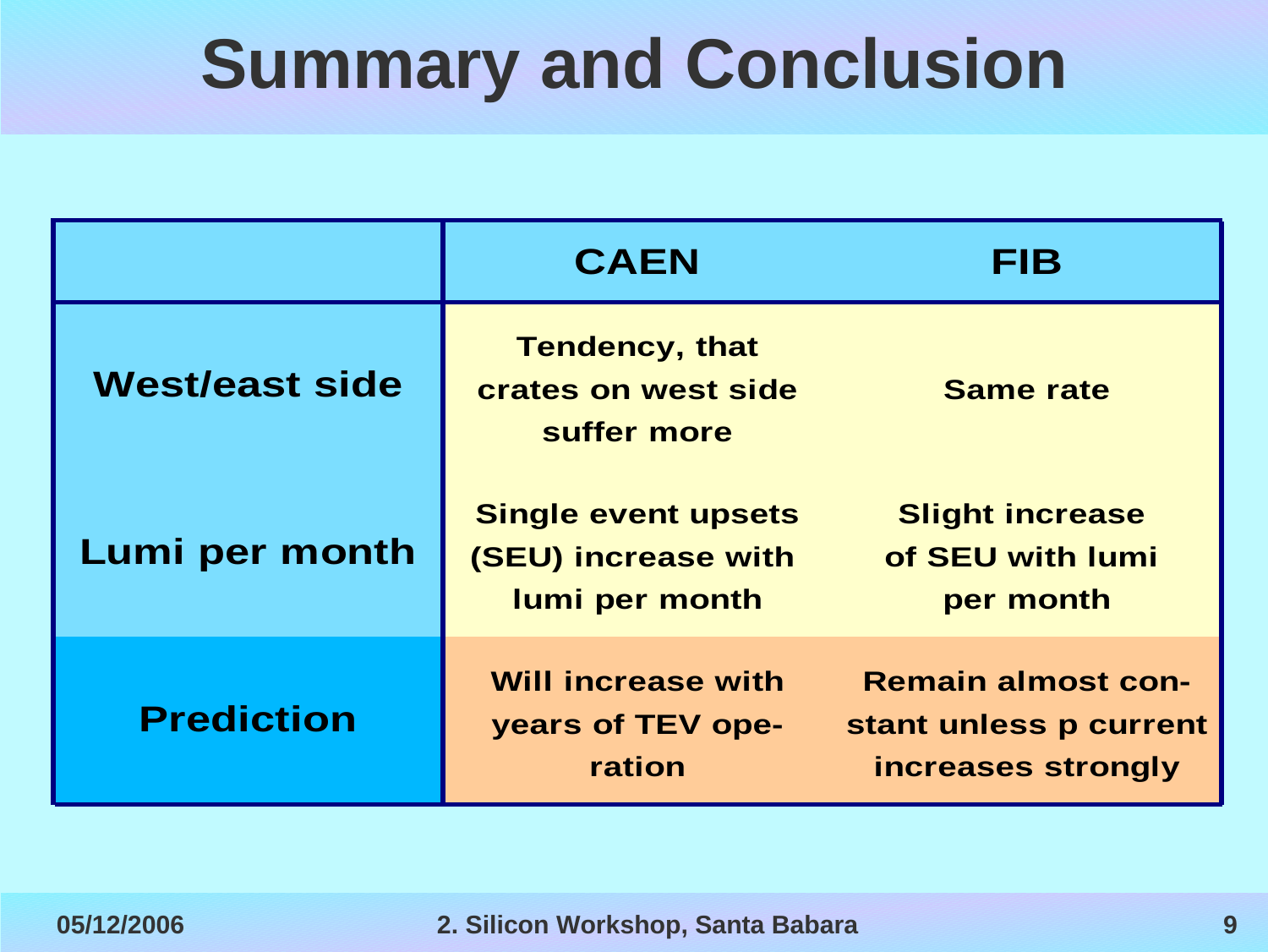# Summary and Conclusion

| | CAEN | FIB |
|---|---|---|
| **West/east side** | **Tendency, that crates on west side suffer more** | **Same rate** |
| **Lumi per month** | **Single event upsets (SEU) increase with lumi per month** | **Slight increase of SEU with lumi per month** |
| **Prediction** | **Will increase with years of TEV operation** | **Remain almost constant unless p current increases strongly** |